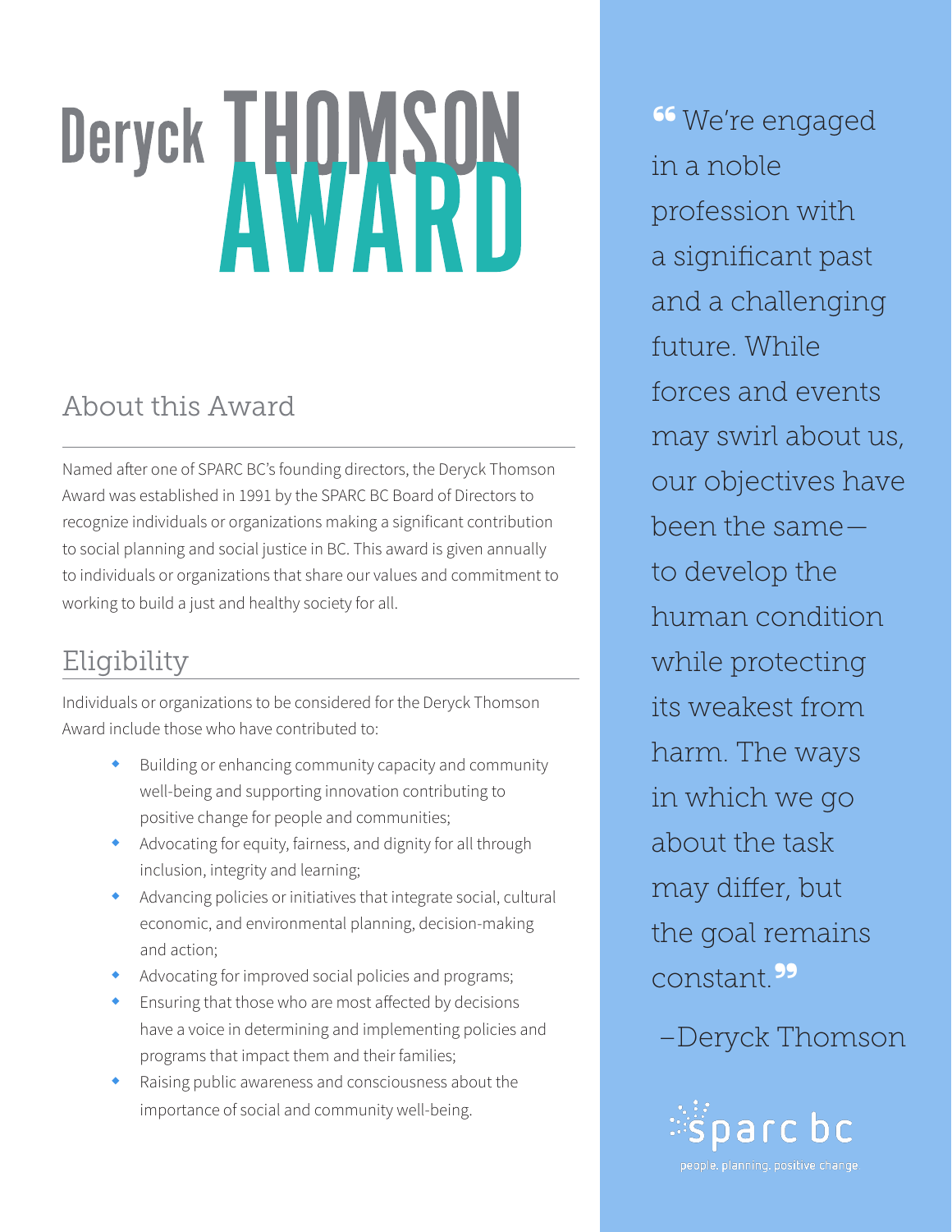# Deryck THOMSON AWARD

## About this Award

Named after one of SPARC BC's founding directors, the Deryck Thomson Award was established in 1991 by the SPARC BC Board of Directors to recognize individuals or organizations making a significant contribution to social planning and social justice in BC. This award is given annually to individuals or organizations that share our values and commitment to working to build a just and healthy society for all.

## Eligibility

Individuals or organizations to be considered for the Deryck Thomson Award include those who have contributed to:

- Building or enhancing community capacity and community well-being and supporting innovation contributing to positive change for people and communities;
- Advocating for equity, fairness, and dignity for all through inclusion, integrity and learning;
- Advancing policies or initiatives that integrate social, cultural economic, and environmental planning, decision-making and action;
- Advocating for improved social policies and programs;
- Ensuring that those who are most affected by decisions have a voice in determining and implementing policies and programs that impact them and their families;
- Raising public awareness and consciousness about the importance of social and community well-being.

> "We're engaged in a noble profession with a significant past and a challenging future. While forces and events may swirl about us, our objectives have been the same—to develop the human condition while protecting its weakest from harm. The ways in which we go about the task may differ, but the goal remains constant."
>
> –Deryck Thomson

sparc bc
people. planning. positive change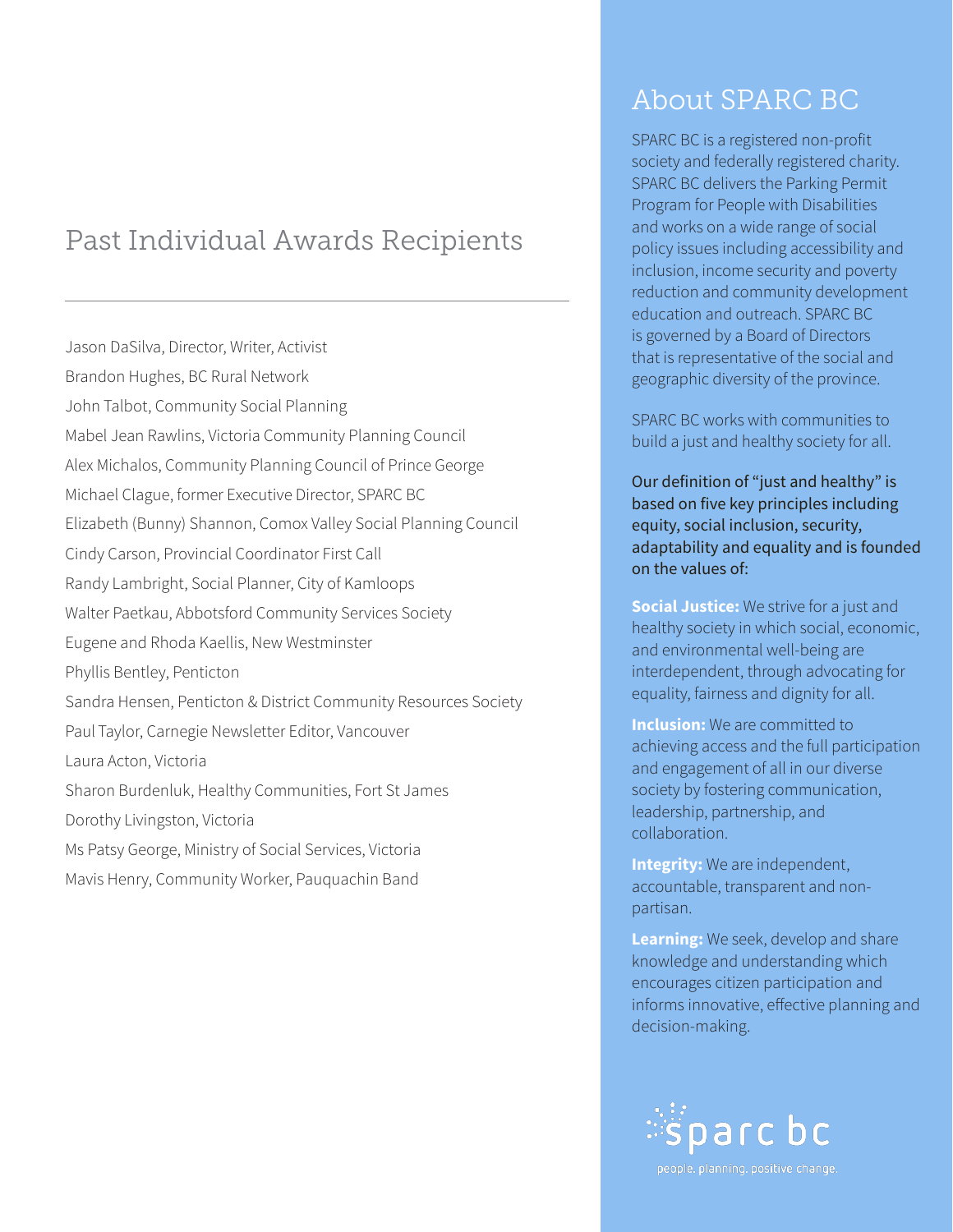## Past Individual Awards Recipients

Jason DaSilva, Director, Writer, Activist
Brandon Hughes, BC Rural Network
John Talbot, Community Social Planning
Mabel Jean Rawlins, Victoria Community Planning Council
Alex Michalos, Community Planning Council of Prince George
Michael Clague, former Executive Director, SPARC BC
Elizabeth (Bunny) Shannon, Comox Valley Social Planning Council
Cindy Carson, Provincial Coordinator First Call
Randy Lambright, Social Planner, City of Kamloops
Walter Paetkau, Abbotsford Community Services Society
Eugene and Rhoda Kaellis, New Westminster
Phyllis Bentley, Penticton
Sandra Hensen, Penticton & District Community Resources Society
Paul Taylor, Carnegie Newsletter Editor, Vancouver
Laura Acton, Victoria
Sharon Burdenluk, Healthy Communities, Fort St James
Dorothy Livingston, Victoria
Ms Patsy George, Ministry of Social Services, Victoria
Mavis Henry, Community Worker, Pauquachin Band

## About SPARC BC

SPARC BC is a registered non-profit society and federally registered charity. SPARC BC delivers the Parking Permit Program for People with Disabilities and works on a wide range of social policy issues including accessibility and inclusion, income security and poverty reduction and community development education and outreach. SPARC BC is governed by a Board of Directors that is representative of the social and geographic diversity of the province.

SPARC BC works with communities to build a just and healthy society for all.

Our definition of "just and healthy" is based on five key principles including equity, social inclusion, security, adaptability and equality and is founded on the values of:

**Social Justice:** We strive for a just and healthy society in which social, economic, and environmental well-being are interdependent, through advocating for equality, fairness and dignity for all.

**Inclusion:** We are committed to achieving access and the full participation and engagement of all in our diverse society by fostering communication, leadership, partnership, and collaboration.

**Integrity:** We are independent, accountable, transparent and non-partisan.

**Learning:** We seek, develop and share knowledge and understanding which encourages citizen participation and informs innovative, effective planning and decision-making.

sparc bc
people. planning. positive change.